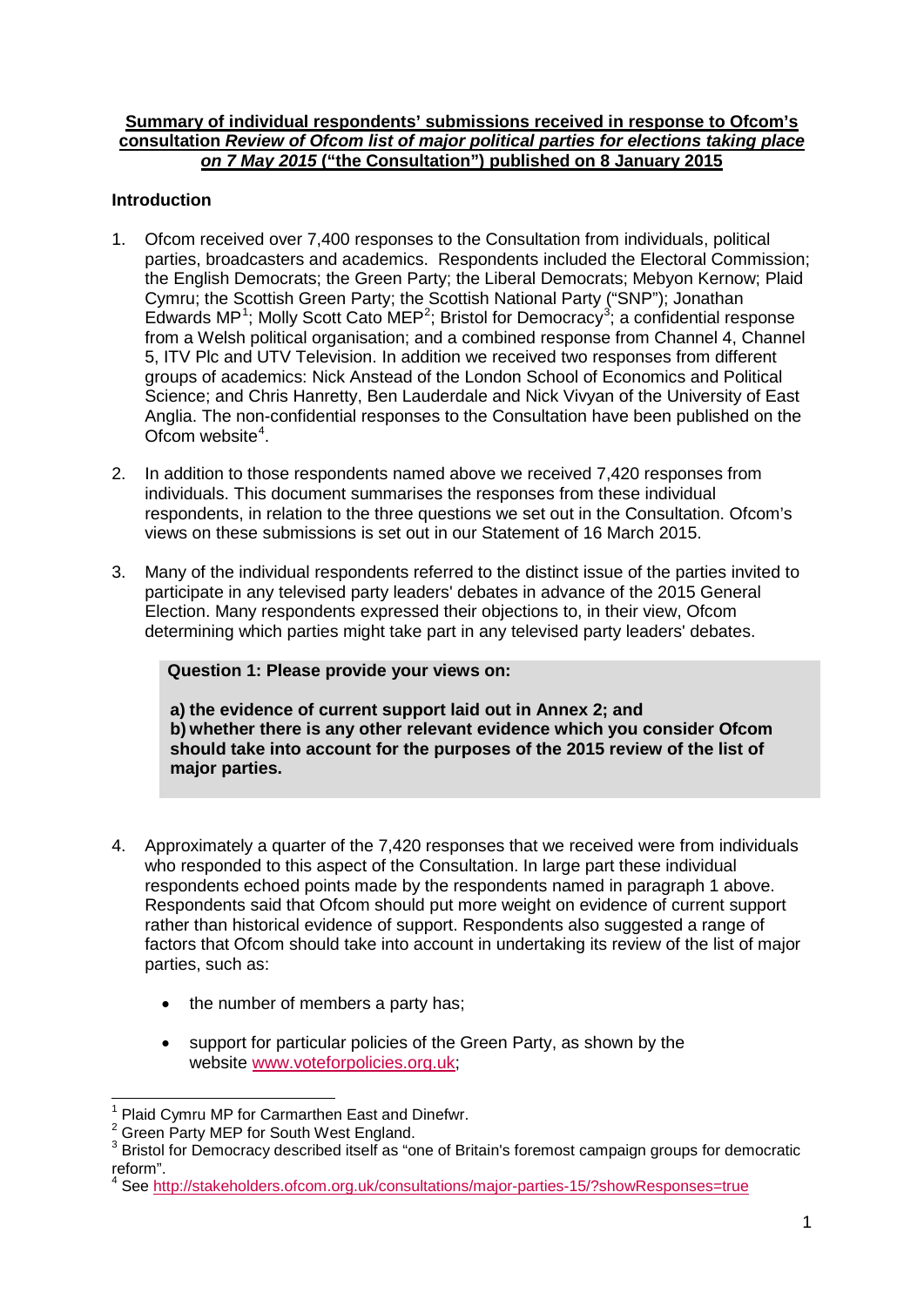**Summary of individual respondents' submissions received in response to Ofcom's consultation *Review of Ofcom list of major political parties for elections taking place on 7 May 2015* ("the Consultation") published on 8 January 2015**

## Introduction

1. Ofcom received over 7,400 responses to the Consultation from individuals, political parties, broadcasters and academics. Respondents included the Electoral Commission; the English Democrats; the Green Party; the Liberal Democrats; Mebyon Kernow; Plaid Cymru; the Scottish Green Party; the Scottish National Party ("SNP"); Jonathan Edwards MP[1]; Molly Scott Cato MEP[2]; Bristol for Democracy[3]; a confidential response from a Welsh political organisation; and a combined response from Channel 4, Channel 5, ITV Plc and UTV Television. In addition we received two responses from different groups of academics: Nick Anstead of the London School of Economics and Political Science; and Chris Hanretty, Ben Lauderdale and Nick Vivyan of the University of East Anglia. The non-confidential responses to the Consultation have been published on the Ofcom website[4].

2. In addition to those respondents named above we received 7,420 responses from individuals. This document summarises the responses from these individual respondents, in relation to the three questions we set out in the Consultation. Ofcom's views on these submissions is set out in our Statement of 16 March 2015.

3. Many of the individual respondents referred to the distinct issue of the parties invited to participate in any televised party leaders' debates in advance of the 2015 General Election. Many respondents expressed their objections to, in their view, Ofcom determining which parties might take part in any televised party leaders' debates.

> **Question 1: Please provide your views on:**
>
> **a) the evidence of current support laid out in Annex 2; and**
> **b) whether there is any other relevant evidence which you consider Ofcom should take into account for the purposes of the 2015 review of the list of major parties.**

4. Approximately a quarter of the 7,420 responses that we received were from individuals who responded to this aspect of the Consultation. In large part these individual respondents echoed points made by the respondents named in paragraph 1 above. Respondents said that Ofcom should put more weight on evidence of current support rather than historical evidence of support. Respondents also suggested a range of factors that Ofcom should take into account in undertaking its review of the list of major parties, such as:

    - the number of members a party has;
    - support for particular policies of the Green Party, as shown by the website www.voteforpolicies.org.uk;

---

[1] Plaid Cymru MP for Carmarthen East and Dinefwr.

[2] Green Party MEP for South West England.

[3] Bristol for Democracy described itself as "one of Britain's foremost campaign groups for democratic reform".

[4] See http://stakeholders.ofcom.org.uk/consultations/major-parties-15/?showResponses=true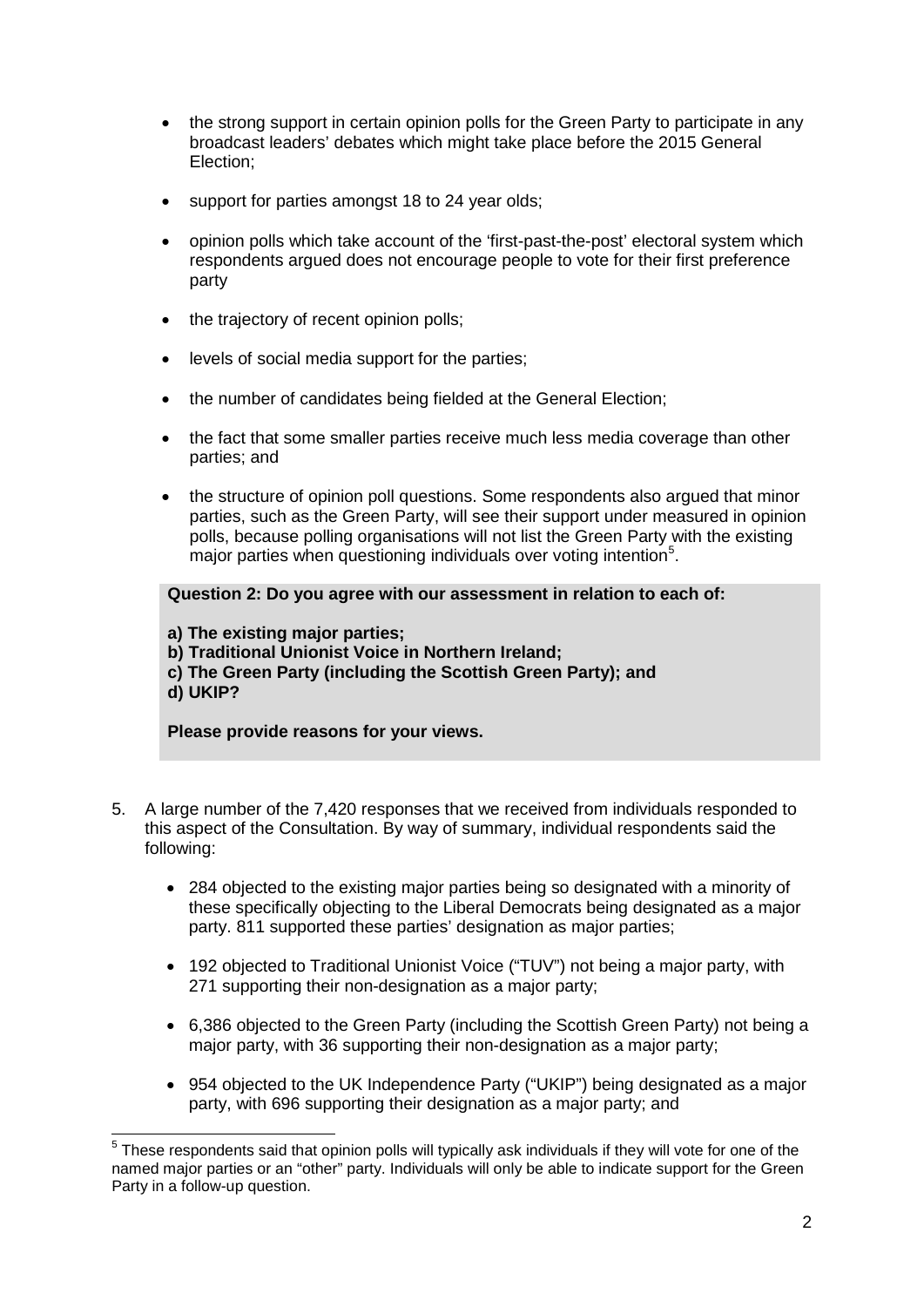- the strong support in certain opinion polls for the Green Party to participate in any broadcast leaders' debates which might take place before the 2015 General Election;

- support for parties amongst 18 to 24 year olds;

- opinion polls which take account of the 'first-past-the-post' electoral system which respondents argued does not encourage people to vote for their first preference party

- the trajectory of recent opinion polls;

- levels of social media support for the parties;

- the number of candidates being fielded at the General Election;

- the fact that some smaller parties receive much less media coverage than other parties; and

- the structure of opinion poll questions. Some respondents also argued that minor parties, such as the Green Party, will see their support under measured in opinion polls, because polling organisations will not list the Green Party with the existing major parties when questioning individuals over voting intention[5].

**Question 2: Do you agree with our assessment in relation to each of:**

**a) The existing major parties;**
**b) Traditional Unionist Voice in Northern Ireland;**
**c) The Green Party (including the Scottish Green Party); and**
**d) UKIP?**

**Please provide reasons for your views.**

5. A large number of the 7,420 responses that we received from individuals responded to this aspect of the Consultation. By way of summary, individual respondents said the following:

    - 284 objected to the existing major parties being so designated with a minority of these specifically objecting to the Liberal Democrats being designated as a major party. 811 supported these parties' designation as major parties;

    - 192 objected to Traditional Unionist Voice ("TUV") not being a major party, with 271 supporting their non-designation as a major party;

    - 6,386 objected to the Green Party (including the Scottish Green Party) not being a major party, with 36 supporting their non-designation as a major party;

    - 954 objected to the UK Independence Party ("UKIP") being designated as a major party, with 696 supporting their designation as a major party; and

[5] These respondents said that opinion polls will typically ask individuals if they will vote for one of the named major parties or an "other" party. Individuals will only be able to indicate support for the Green Party in a follow-up question.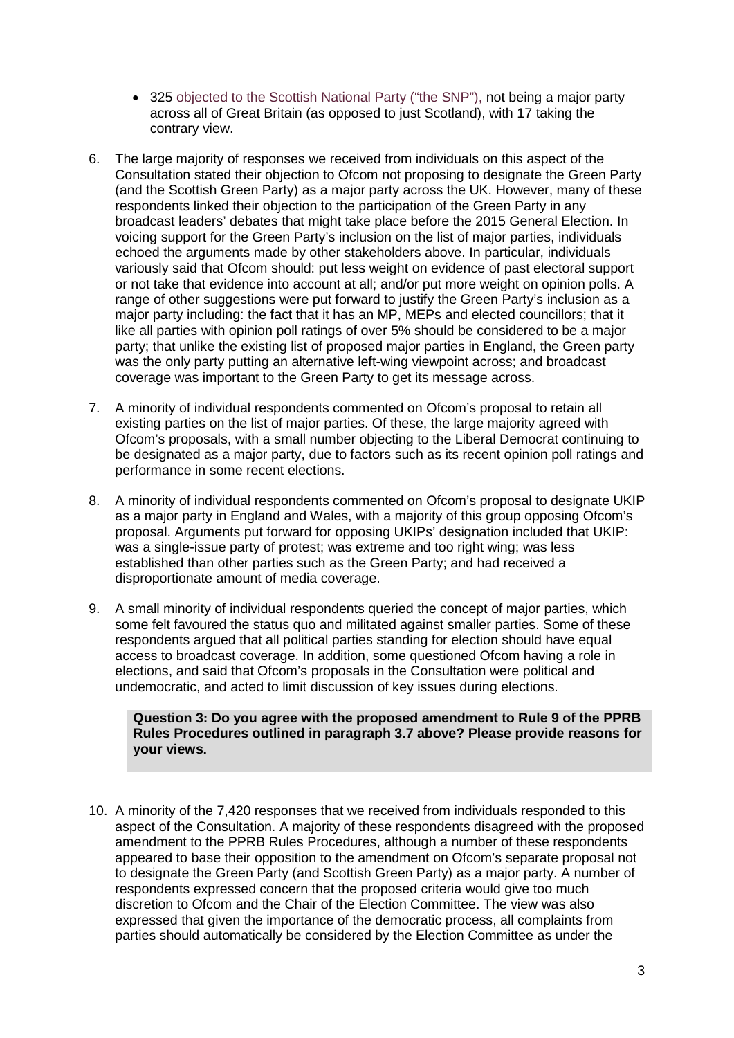- 325 objected to the Scottish National Party ("the SNP"), not being a major party across all of Great Britain (as opposed to just Scotland), with 17 taking the contrary view.

6. The large majority of responses we received from individuals on this aspect of the Consultation stated their objection to Ofcom not proposing to designate the Green Party (and the Scottish Green Party) as a major party across the UK. However, many of these respondents linked their objection to the participation of the Green Party in any broadcast leaders' debates that might take place before the 2015 General Election. In voicing support for the Green Party's inclusion on the list of major parties, individuals echoed the arguments made by other stakeholders above. In particular, individuals variously said that Ofcom should: put less weight on evidence of past electoral support or not take that evidence into account at all; and/or put more weight on opinion polls. A range of other suggestions were put forward to justify the Green Party's inclusion as a major party including: the fact that it has an MP, MEPs and elected councillors; that it like all parties with opinion poll ratings of over 5% should be considered to be a major party; that unlike the existing list of proposed major parties in England, the Green party was the only party putting an alternative left-wing viewpoint across; and broadcast coverage was important to the Green Party to get its message across.

7. A minority of individual respondents commented on Ofcom's proposal to retain all existing parties on the list of major parties. Of these, the large majority agreed with Ofcom's proposals, with a small number objecting to the Liberal Democrat continuing to be designated as a major party, due to factors such as its recent opinion poll ratings and performance in some recent elections.

8. A minority of individual respondents commented on Ofcom's proposal to designate UKIP as a major party in England and Wales, with a majority of this group opposing Ofcom's proposal. Arguments put forward for opposing UKIPs' designation included that UKIP: was a single-issue party of protest; was extreme and too right wing; was less established than other parties such as the Green Party; and had received a disproportionate amount of media coverage.

9. A small minority of individual respondents queried the concept of major parties, which some felt favoured the status quo and militated against smaller parties. Some of these respondents argued that all political parties standing for election should have equal access to broadcast coverage. In addition, some questioned Ofcom having a role in elections, and said that Ofcom's proposals in the Consultation were political and undemocratic, and acted to limit discussion of key issues during elections.

**Question 3: Do you agree with the proposed amendment to Rule 9 of the PPRB Rules Procedures outlined in paragraph 3.7 above? Please provide reasons for your views.**

10. A minority of the 7,420 responses that we received from individuals responded to this aspect of the Consultation. A majority of these respondents disagreed with the proposed amendment to the PPRB Rules Procedures, although a number of these respondents appeared to base their opposition to the amendment on Ofcom's separate proposal not to designate the Green Party (and Scottish Green Party) as a major party. A number of respondents expressed concern that the proposed criteria would give too much discretion to Ofcom and the Chair of the Election Committee. The view was also expressed that given the importance of the democratic process, all complaints from parties should automatically be considered by the Election Committee as under the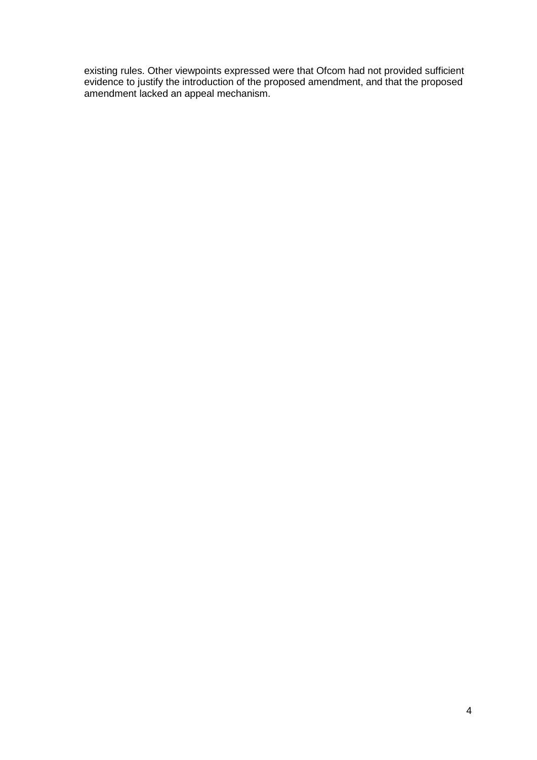existing rules. Other viewpoints expressed were that Ofcom had not provided sufficient evidence to justify the introduction of the proposed amendment, and that the proposed amendment lacked an appeal mechanism.